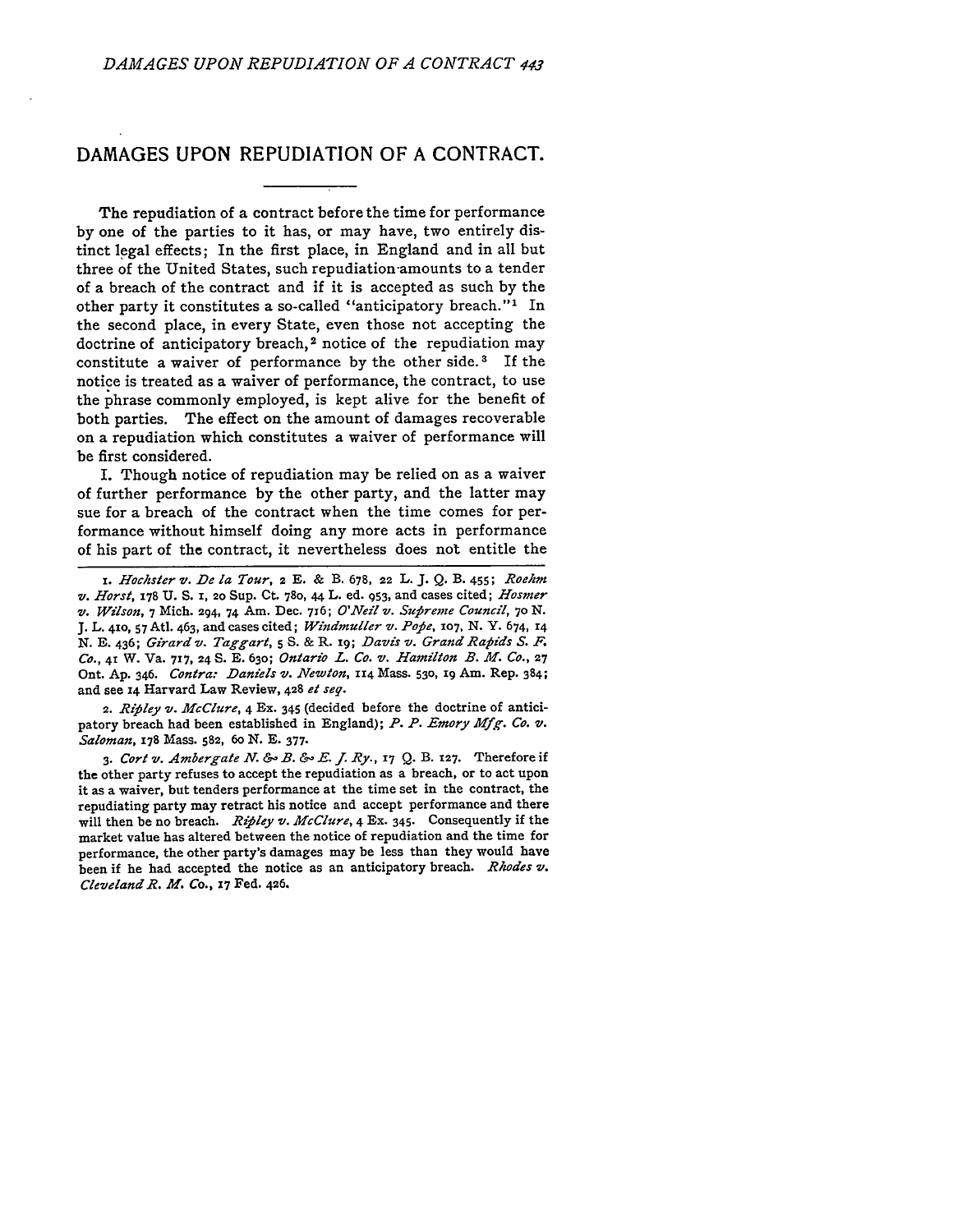# DAMAGES UPON REPUDIATION OF A CONTRACT.

The repudiation of a contract before the time for performance by one of the parties to it has, or may have, two entirely distinct legal effects; In the first place, in England and in all but three of the United States, such repudiation amounts to a tender of a breach of the contract and if it is accepted as such by the other party it constitutes a so-called "anticipatory breach."[1] In the second place, in every State, even those not accepting the doctrine of anticipatory breach,[2] notice of the repudiation may constitute a waiver of performance by the other side.[3] If the notice is treated as a waiver of performance, the contract, to use the phrase commonly employed, is kept alive for the benefit of both parties. The effect on the amount of damages recoverable on a repudiation which constitutes a waiver of performance will be first considered.

I. Though notice of repudiation may be relied on as a waiver of further performance by the other party, and the latter may sue for a breach of the contract when the time comes for performance without himself doing any more acts in performance of his part of the contract, it nevertheless does not entitle the

---

1. *Hochster v. De la Tour*, 2 E. & B. 678, 22 L. J. Q. B. 455; *Roehm v. Horst*, 178 U. S. 1, 20 Sup. Ct. 780, 44 L. ed. 953, and cases cited; *Hosmer v. Wilson*, 7 Mich. 294, 74 Am. Dec. 716; *O'Neil v. Supreme Council*, 70 N. J. L. 410, 57 Atl. 463, and cases cited; *Windmuller v. Pope*, 107, N. Y. 674, 14 N. E. 436; *Girard v. Taggart*, 5 S. & R. 19; *Davis v. Grand Rapids S. F. Co.*, 41 W. Va. 717, 24 S. E. 630; *Ontario L. Co. v. Hamilton B. M. Co.*, 27 Ont. Ap. 346. *Contra: Daniels v. Newton*, 114 Mass. 530, 19 Am. Rep. 384; and see 14 Harvard Law Review, 428 *et seq.*

2. *Ripley v. McClure*, 4 Ex. 345 (decided before the doctrine of anticipatory breach had been established in England); *P. P. Emory Mfg. Co. v. Saloman*, 178 Mass. 582, 60 N. E. 377.

3. *Cort v. Ambergate N. & B. & E. J. Ry.*, 17 Q. B. 127. Therefore if the other party refuses to accept the repudiation as a breach, or to act upon it as a waiver, but tenders performance at the time set in the contract, the repudiating party may retract his notice and accept performance and there will then be no breach. *Ripley v. McClure*, 4 Ex. 345. Consequently if the market value has altered between the notice of repudiation and the time for performance, the other party's damages may be less than they would have been if he had accepted the notice as an anticipatory breach. *Rhodes v. Cleveland R. M. Co.*, 17 Fed. 426.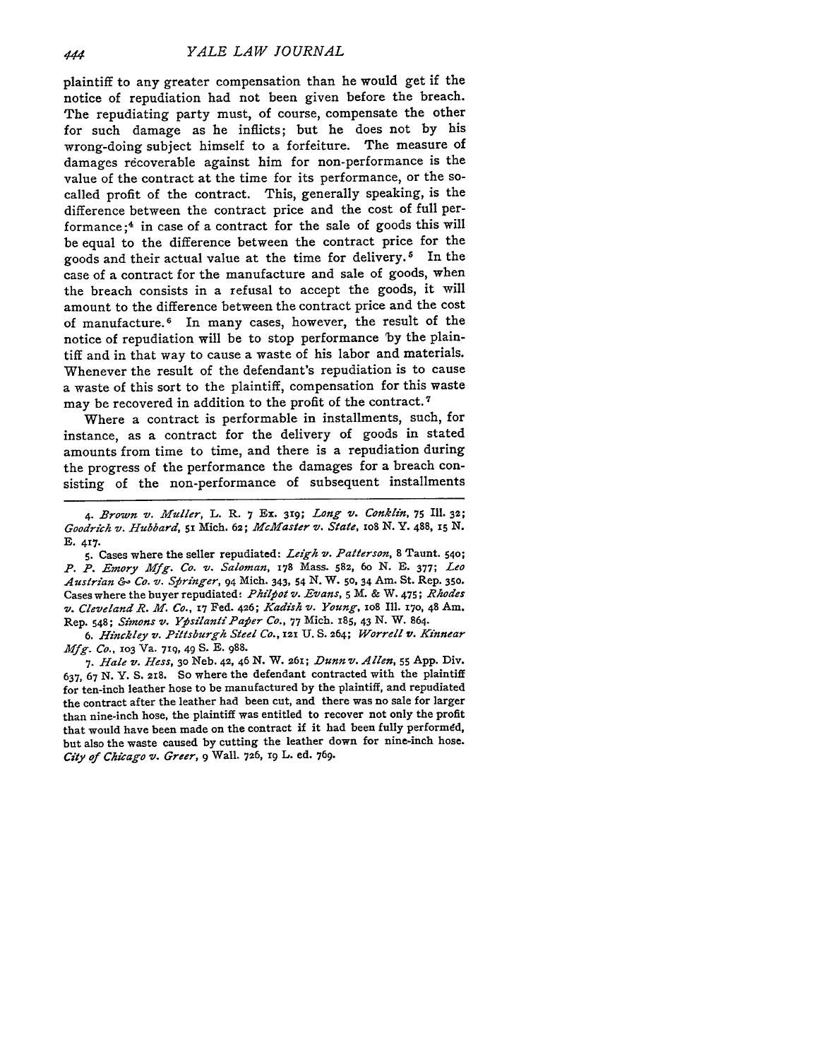plaintiff to any greater compensation than he would get if the notice of repudiation had not been given before the breach. The repudiating party must, of course, compensate the other for such damage as he inflicts; but he does not by his wrong-doing subject himself to a forfeiture. The measure of damages recoverable against him for non-performance is the value of the contract at the time for its performance, or the so-called profit of the contract. This, generally speaking, is the difference between the contract price and the cost of full performance;[4] in case of a contract for the sale of goods this will be equal to the difference between the contract price for the goods and their actual value at the time for delivery.[5] In the case of a contract for the manufacture and sale of goods, when the breach consists in a refusal to accept the goods, it will amount to the difference between the contract price and the cost of manufacture.[6] In many cases, however, the result of the notice of repudiation will be to stop performance by the plaintiff and in that way to cause a waste of his labor and materials. Whenever the result of the defendant's repudiation is to cause a waste of this sort to the plaintiff, compensation for this waste may be recovered in addition to the profit of the contract.[7]

Where a contract is performable in installments, such, for instance, as a contract for the delivery of goods in stated amounts from time to time, and there is a repudiation during the progress of the performance the damages for a breach consisting of the non-performance of subsequent installments

---

4. *Brown v. Muller*, L. R. 7 Ex. 319; *Long v. Conklin*, 75 Ill. 32; *Goodrich v. Hubbard*, 51 Mich. 62; *McMaster v. State*, 108 N. Y. 488, 15 N. E. 417.

5. Cases where the seller repudiated: *Leigh v. Patterson*, 8 Taunt. 540; *P. P. Emory Mfg. Co. v. Saloman*, 178 Mass. 582, 60 N. E. 377; *Leo Austrian & Co. v. Springer*, 94 Mich. 343, 54 N. W. 50, 34 Am. St. Rep. 350. Cases where the buyer repudiated: *Philpot v. Evans*, 5 M. & W. 475; *Rhodes v. Cleveland R. M. Co.*, 17 Fed. 426; *Kadish v. Young*, 108 Ill. 170, 48 Am. Rep. 548; *Simons v. Ypsilanti Paper Co.*, 77 Mich. 185, 43 N. W. 864.

6. *Hinckley v. Pittsburgh Steel Co.*, 121 U. S. 264; *Worrell v. Kinnear Mfg. Co.*, 103 Va. 719, 49 S. E. 988.

7. *Hale v. Hess*, 30 Neb. 42, 46 N. W. 261; *Dunn v. Allen*, 55 App. Div. 637, 67 N. Y. S. 218. So where the defendant contracted with the plaintiff for ten-inch leather hose to be manufactured by the plaintiff, and repudiated the contract after the leather had been cut, and there was no sale for larger than nine-inch hose, the plaintiff was entitled to recover not only the profit that would have been made on the contract if it had been fully performed, but also the waste caused by cutting the leather down for nine-inch hose. *City of Chicago v. Greer*, 9 Wall. 726, 19 L. ed. 769.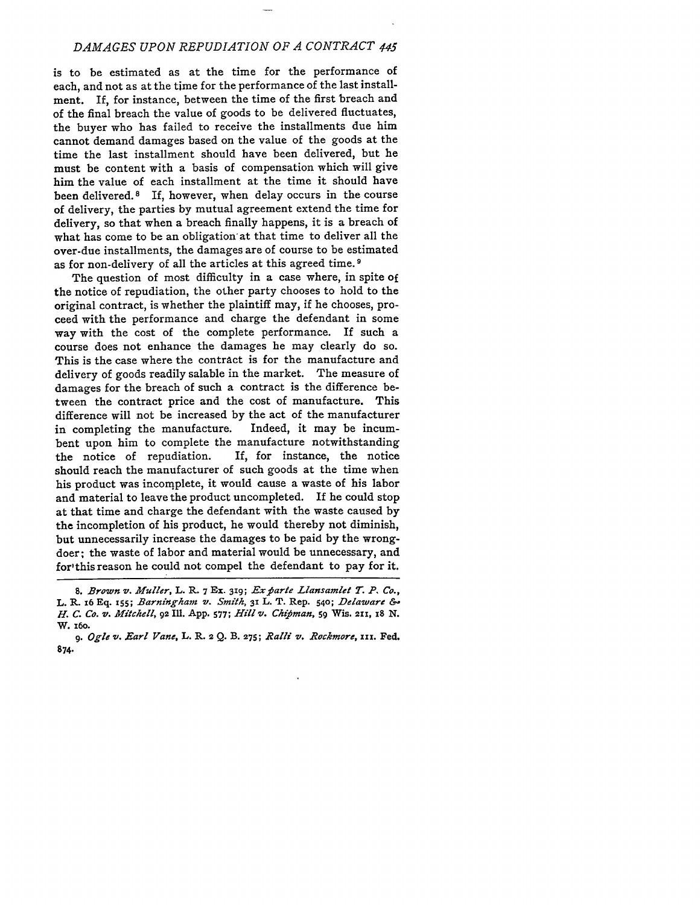is to be estimated as at the time for the performance of each, and not as at the time for the performance of the last installment. If, for instance, between the time of the first breach and of the final breach the value of goods to be delivered fluctuates, the buyer who has failed to receive the installments due him cannot demand damages based on the value of the goods at the time the last installment should have been delivered, but he must be content with a basis of compensation which will give him the value of each installment at the time it should have been delivered.[8] If, however, when delay occurs in the course of delivery, the parties by mutual agreement extend the time for delivery, so that when a breach finally happens, it is a breach of what has come to be an obligation at that time to deliver all the over-due installments, the damages are of course to be estimated as for non-delivery of all the articles at this agreed time.[9]

The question of most difficulty in a case where, in spite of the notice of repudiation, the other party chooses to hold to the original contract, is whether the plaintiff may, if he chooses, proceed with the performance and charge the defendant in some way with the cost of the complete performance. If such a course does not enhance the damages he may clearly do so. This is the case where the contract is for the manufacture and delivery of goods readily salable in the market. The measure of damages for the breach of such a contract is the difference between the contract price and the cost of manufacture. This difference will not be increased by the act of the manufacturer in completing the manufacture. Indeed, it may be incumbent upon him to complete the manufacture notwithstanding the notice of repudiation. If, for instance, the notice should reach the manufacturer of such goods at the time when his product was incomplete, it would cause a waste of his labor and material to leave the product uncompleted. If he could stop at that time and charge the defendant with the waste caused by the incompletion of his product, he would thereby not diminish, but unnecessarily increase the damages to be paid by the wrongdoer; the waste of labor and material would be unnecessary, and for this reason he could not compel the defendant to pay for it.

---

8. *Brown v. Muller*, L. R. 7 Ex. 319; *Ex parte Llansamlet T. P. Co.*, L. R. 16 Eq. 155; *Barningham v. Smith*, 31 L. T. Rep. 540; *Delaware & H. C. Co. v. Mitchell*, 92 Ill. App. 577; *Hill v. Chipman*, 59 Wis. 211, 18 N. W. 160.

9. *Ogle v. Earl Vane*, L. R. 2 Q. B. 275; *Ralli v. Rockmore*, 111. Fed. 874.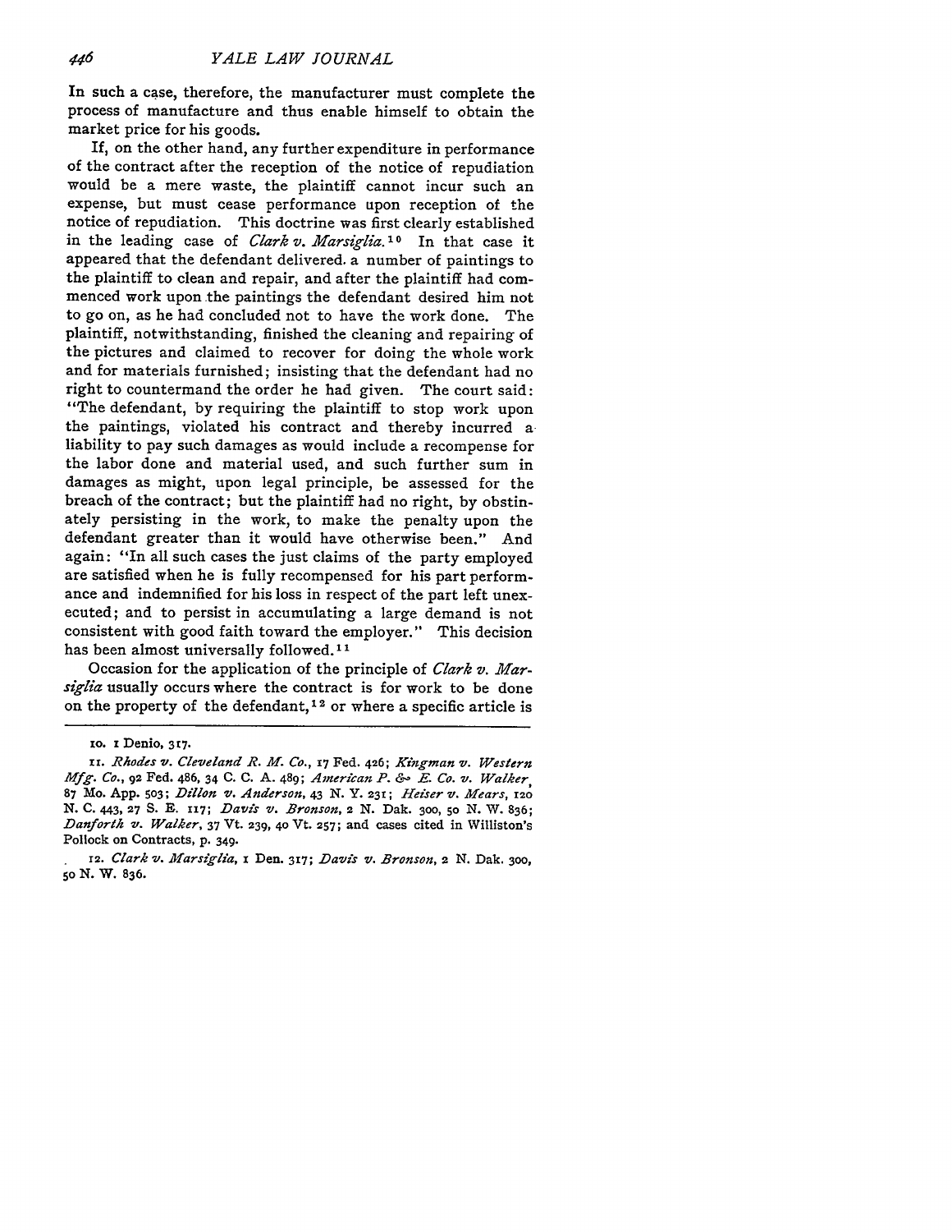In such a case, therefore, the manufacturer must complete the process of manufacture and thus enable himself to obtain the market price for his goods.

If, on the other hand, any further expenditure in performance of the contract after the reception of the notice of repudiation would be a mere waste, the plaintiff cannot incur such an expense, but must cease performance upon reception of the notice of repudiation. This doctrine was first clearly established in the leading case of *Clark v. Marsiglia.*[10] In that case it appeared that the defendant delivered a number of paintings to the plaintiff to clean and repair, and after the plaintiff had commenced work upon the paintings the defendant desired him not to go on, as he had concluded not to have the work done. The plaintiff, notwithstanding, finished the cleaning and repairing of the pictures and claimed to recover for doing the whole work and for materials furnished; insisting that the defendant had no right to countermand the order he had given. The court said: "The defendant, by requiring the plaintiff to stop work upon the paintings, violated his contract and thereby incurred a liability to pay such damages as would include a recompense for the labor done and material used, and such further sum in damages as might, upon legal principle, be assessed for the breach of the contract; but the plaintiff had no right, by obstinately persisting in the work, to make the penalty upon the defendant greater than it would have otherwise been." And again: "In all such cases the just claims of the party employed are satisfied when he is fully recompensed for his part performance and indemnified for his loss in respect of the part left unexecuted; and to persist in accumulating a large demand is not consistent with good faith toward the employer." This decision has been almost universally followed.[11]

Occasion for the application of the principle of *Clark v. Marsiglia* usually occurs where the contract is for work to be done on the property of the defendant,[12] or where a specific article is

---

10. 1 Denio, 317.

11. *Rhodes v. Cleveland R. M. Co.*, 17 Fed. 426; *Kingman v. Western Mfg. Co.*, 92 Fed. 486, 34 C. C. A. 489; *American P. & E. Co. v. Walker*, 87 Mo. App. 503; *Dillon v. Anderson*, 43 N. Y. 231; *Heiser v. Mears*, 120 N. C. 443, 27 S. E. 117; *Davis v. Bronson*, 2 N. Dak. 300, 50 N. W. 836; *Danforth v. Walker*, 37 Vt. 239, 40 Vt. 257; and cases cited in Williston's Pollock on Contracts, p. 349.

12. *Clark v. Marsiglia*, 1 Den. 317; *Davis v. Bronson*, 2 N. Dak. 300, 50 N. W. 836.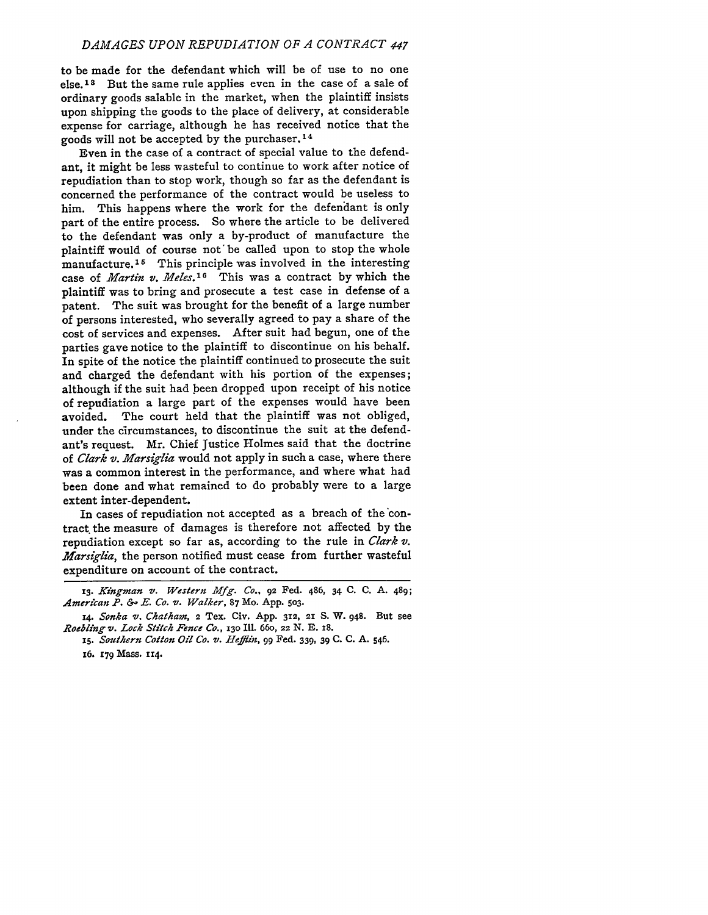to be made for the defendant which will be of use to no one else.[13] But the same rule applies even in the case of a sale of ordinary goods salable in the market, when the plaintiff insists upon shipping the goods to the place of delivery, at considerable expense for carriage, although he has received notice that the goods will not be accepted by the purchaser.[14]

Even in the case of a contract of special value to the defendant, it might be less wasteful to continue to work after notice of repudiation than to stop work, though so far as the defendant is concerned the performance of the contract would be useless to him. This happens where the work for the defendant is only part of the entire process. So where the article to be delivered to the defendant was only a by-product of manufacture the plaintiff would of course not be called upon to stop the whole manufacture.[15] This principle was involved in the interesting case of *Martin v. Meles.*[16] This was a contract by which the plaintiff was to bring and prosecute a test case in defense of a patent. The suit was brought for the benefit of a large number of persons interested, who severally agreed to pay a share of the cost of services and expenses. After suit had begun, one of the parties gave notice to the plaintiff to discontinue on his behalf. In spite of the notice the plaintiff continued to prosecute the suit and charged the defendant with his portion of the expenses; although if the suit had been dropped upon receipt of his notice of repudiation a large part of the expenses would have been avoided. The court held that the plaintiff was not obliged, under the circumstances, to discontinue the suit at the defendant's request. Mr. Chief Justice Holmes said that the doctrine of *Clark v. Marsiglia* would not apply in such a case, where there was a common interest in the performance, and where what had been done and what remained to do probably were to a large extent inter-dependent.

In cases of repudiation not accepted as a breach of the contract the measure of damages is therefore not affected by the repudiation except so far as, according to the rule in *Clark v. Marsiglia*, the person notified must cease from further wasteful expenditure on account of the contract.

---

13. *Kingman v. Western Mfg. Co.*, 92 Fed. 486, 34 C. C. A. 489; *American P. & E. Co. v. Walker*, 87 Mo. App. 503.

14. *Sonka v. Chatham*, 2 Tex. Civ. App. 312, 21 S. W. 948. But see *Roebling v. Lock Stitch Fence Co.*, 130 Ill. 660, 22 N. E. 18.

15. *Southern Cotton Oil Co. v. Heflin*, 99 Fed. 339, 39 C. C. A. 546.

16. 179 Mass. 114.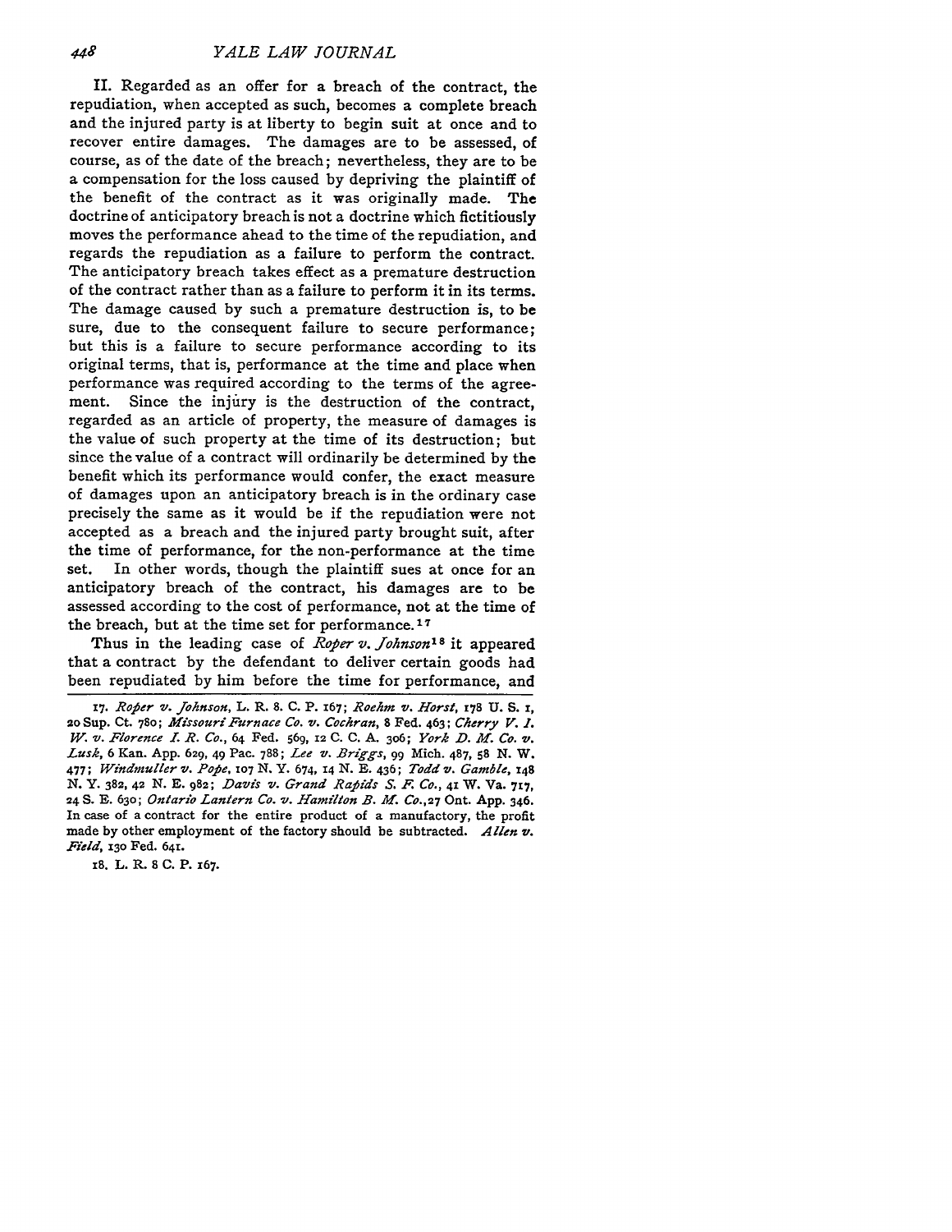II. Regarded as an offer for a breach of the contract, the repudiation, when accepted as such, becomes a complete breach and the injured party is at liberty to begin suit at once and to recover entire damages. The damages are to be assessed, of course, as of the date of the breach; nevertheless, they are to be a compensation for the loss caused by depriving the plaintiff of the benefit of the contract as it was originally made. The doctrine of anticipatory breach is not a doctrine which fictitiously moves the performance ahead to the time of the repudiation, and regards the repudiation as a failure to perform the contract. The anticipatory breach takes effect as a premature destruction of the contract rather than as a failure to perform it in its terms. The damage caused by such a premature destruction is, to be sure, due to the consequent failure to secure performance; but this is a failure to secure performance according to its original terms, that is, performance at the time and place when performance was required according to the terms of the agreement. Since the injury is the destruction of the contract, regarded as an article of property, the measure of damages is the value of such property at the time of its destruction; but since the value of a contract will ordinarily be determined by the benefit which its performance would confer, the exact measure of damages upon an anticipatory breach is in the ordinary case precisely the same as it would be if the repudiation were not accepted as a breach and the injured party brought suit, after the time of performance, for the non-performance at the time set. In other words, though the plaintiff sues at once for an anticipatory breach of the contract, his damages are to be assessed according to the cost of performance, not at the time of the breach, but at the time set for performance.[17]

Thus in the leading case of *Roper v. Johnson*[18] it appeared that a contract by the defendant to deliver certain goods had been repudiated by him before the time for performance, and

---

17. *Roper v. Johnson*, L. R. 8. C. P. 167; *Roehm v. Horst*, 178 U. S. 1, 20 Sup. Ct. 780; *Missouri Furnace Co. v. Cochran*, 8 Fed. 463; *Cherry V. I. W. v. Florence I. R. Co.*, 64 Fed. 569, 12 C. C. A. 306; *York D. M. Co. v. Lusk*, 6 Kan. App. 629, 49 Pac. 788; *Lee v. Briggs*, 99 Mich. 487, 58 N. W. 477; *Windmuller v. Pope*, 107 N. Y. 674, 14 N. E. 436; *Todd v. Gamble*, 148 N. Y. 382, 42 N. E. 982; *Davis v. Grand Rapids S. F. Co.*, 41 W. Va. 717, 24 S. E. 630; *Ontario Lantern Co. v. Hamilton B. M. Co.*, 27 Ont. App. 346. In case of a contract for the entire product of a manufactory, the profit made by other employment of the factory should be subtracted. *Allen v. Field*, 130 Fed. 641.

18. L. R. 8 C. P. 167.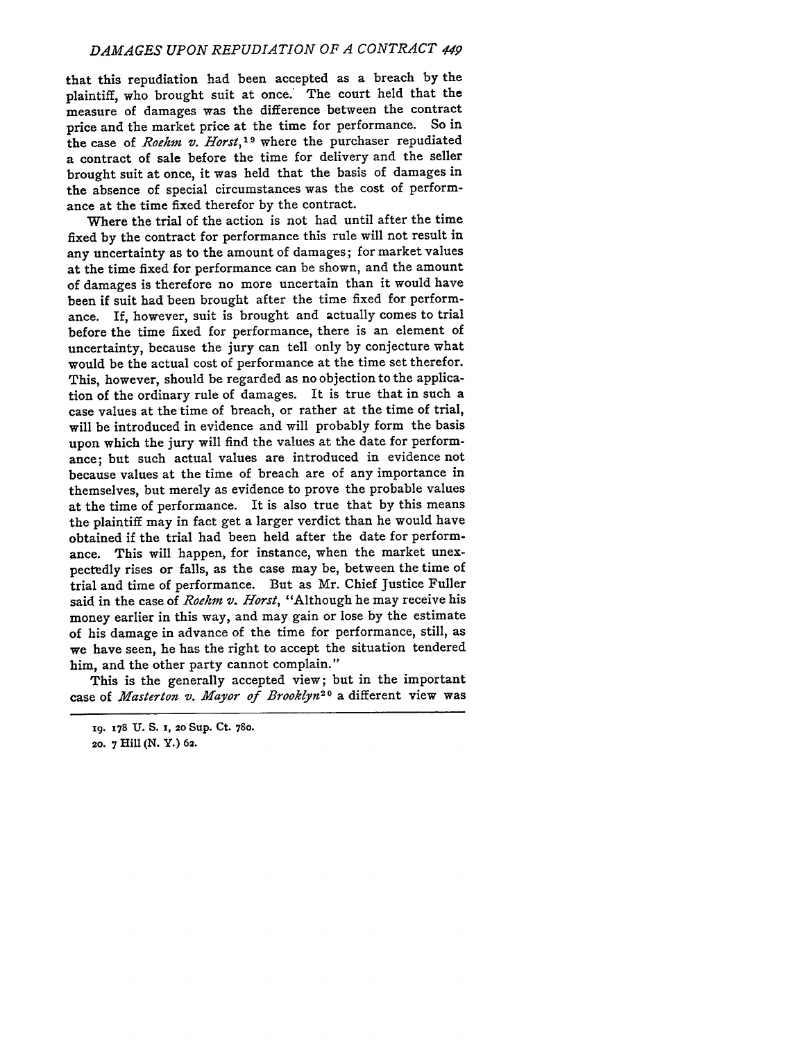that this repudiation had been accepted as a breach by the plaintiff, who brought suit at once. The court held that the measure of damages was the difference between the contract price and the market price at the time for performance. So in the case of *Roehm v. Horst*,[19] where the purchaser repudiated a contract of sale before the time for delivery and the seller brought suit at once, it was held that the basis of damages in the absence of special circumstances was the cost of performance at the time fixed therefor by the contract.

Where the trial of the action is not had until after the time fixed by the contract for performance this rule will not result in any uncertainty as to the amount of damages; for market values at the time fixed for performance can be shown, and the amount of damages is therefore no more uncertain than it would have been if suit had been brought after the time fixed for performance. If, however, suit is brought and actually comes to trial before the time fixed for performance, there is an element of uncertainty, because the jury can tell only by conjecture what would be the actual cost of performance at the time set therefor. This, however, should be regarded as no objection to the application of the ordinary rule of damages. It is true that in such a case values at the time of breach, or rather at the time of trial, will be introduced in evidence and will probably form the basis upon which the jury will find the values at the date for performance; but such actual values are introduced in evidence not because values at the time of breach are of any importance in themselves, but merely as evidence to prove the probable values at the time of performance. It is also true that by this means the plaintiff may in fact get a larger verdict than he would have obtained if the trial had been held after the date for performance. This will happen, for instance, when the market unexpectedly rises or falls, as the case may be, between the time of trial and time of performance. But as Mr. Chief Justice Fuller said in the case of *Roehm v. Horst*, "Although he may receive his money earlier in this way, and may gain or lose by the estimate of his damage in advance of the time for performance, still, as we have seen, he has the right to accept the situation tendered him, and the other party cannot complain."

This is the generally accepted view; but in the important case of *Masterton v. Mayor of Brooklyn*[20] a different view was

---

19. 178 U. S. 1, 20 Sup. Ct. 780.

20. 7 Hill (N. Y.) 62.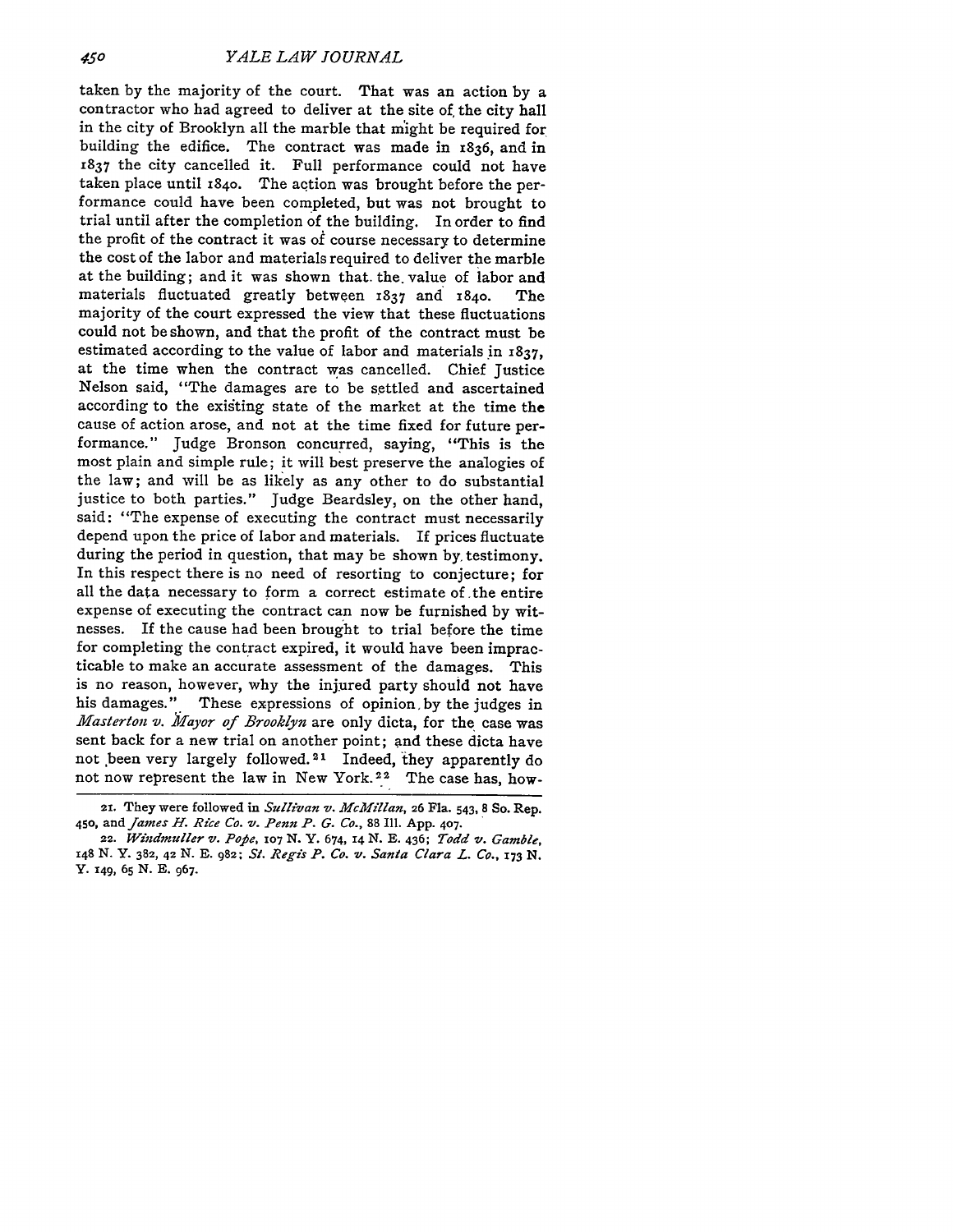taken by the majority of the court. That was an action by a contractor who had agreed to deliver at the site of the city hall in the city of Brooklyn all the marble that might be required for building the edifice. The contract was made in 1836, and in 1837 the city cancelled it. Full performance could not have taken place until 1840. The action was brought before the performance could have been completed, but was not brought to trial until after the completion of the building. In order to find the profit of the contract it was of course necessary to determine the cost of the labor and materials required to deliver the marble at the building; and it was shown that the value of labor and materials fluctuated greatly between 1837 and 1840. The majority of the court expressed the view that these fluctuations could not be shown, and that the profit of the contract must be estimated according to the value of labor and materials in 1837, at the time when the contract was cancelled. Chief Justice Nelson said, "The damages are to be settled and ascertained according to the existing state of the market at the time the cause of action arose, and not at the time fixed for future performance." Judge Bronson concurred, saying, "This is the most plain and simple rule; it will best preserve the analogies of the law; and will be as likely as any other to do substantial justice to both parties." Judge Beardsley, on the other hand, said: "The expense of executing the contract must necessarily depend upon the price of labor and materials. If prices fluctuate during the period in question, that may be shown by testimony. In this respect there is no need of resorting to conjecture; for all the data necessary to form a correct estimate of the entire expense of executing the contract can now be furnished by witnesses. If the cause had been brought to trial before the time for completing the contract expired, it would have been impracticable to make an accurate assessment of the damages. This is no reason, however, why the injured party should not have his damages." These expressions of opinion by the judges in *Masterton v. Mayor of Brooklyn* are only dicta, for the case was sent back for a new trial on another point; and these dicta have not been very largely followed.[21] Indeed, they apparently do not now represent the law in New York.[22] The case has, how-

21. They were followed in *Sullivan v. McMillan*, 26 Fla. 543, 8 So. Rep. 450, and *James H. Rice Co. v. Penn P. G. Co.*, 88 Ill. App. 407.

22. *Windmuller v. Pope*, 107 N. Y. 674, 14 N. E. 436; *Todd v. Gamble*, 148 N. Y. 382, 42 N. E. 982; *St. Regis P. Co. v. Santa Clara L. Co.*, 173 N. Y. 149, 65 N. E. 967.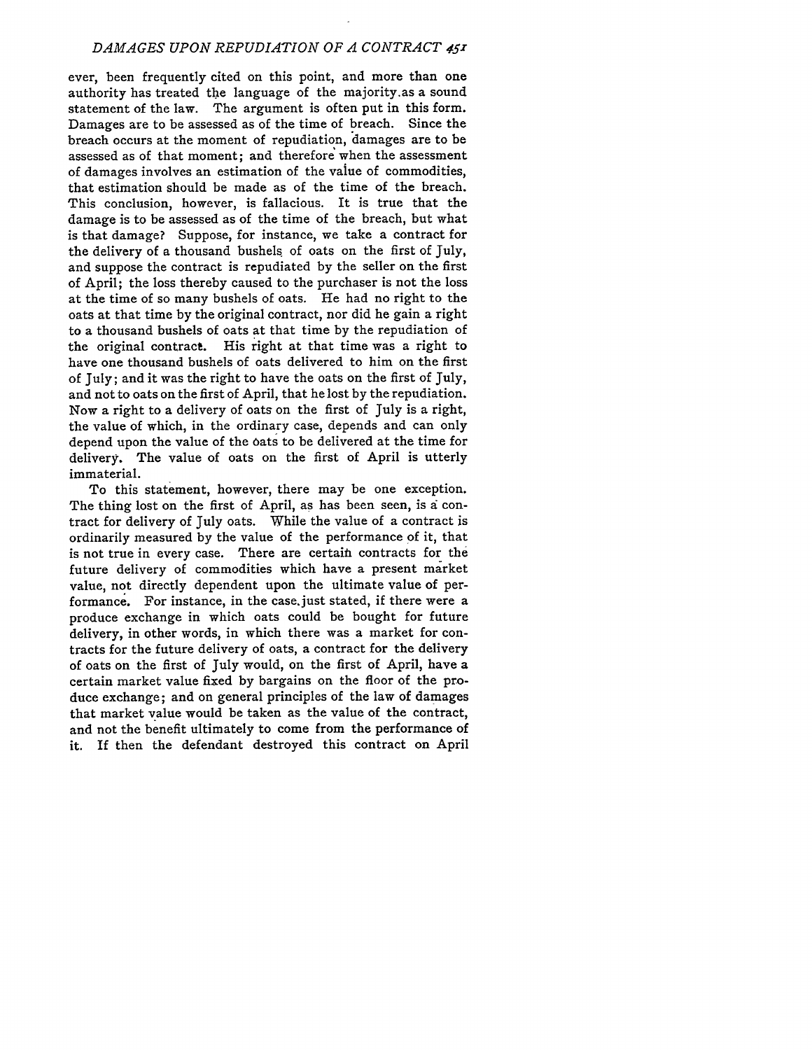ever, been frequently cited on this point, and more than one authority has treated the language of the majority as a sound statement of the law. The argument is often put in this form. Damages are to be assessed as of the time of breach. Since the breach occurs at the moment of repudiation, damages are to be assessed as of that moment; and therefore when the assessment of damages involves an estimation of the value of commodities, that estimation should be made as of the time of the breach. This conclusion, however, is fallacious. It is true that the damage is to be assessed as of the time of the breach, but what is that damage? Suppose, for instance, we take a contract for the delivery of a thousand bushels of oats on the first of July, and suppose the contract is repudiated by the seller on the first of April; the loss thereby caused to the purchaser is not the loss at the time of so many bushels of oats. He had no right to the oats at that time by the original contract, nor did he gain a right to a thousand bushels of oats at that time by the repudiation of the original contract. His right at that time was a right to have one thousand bushels of oats delivered to him on the first of July; and it was the right to have the oats on the first of July, and not to oats on the first of April, that he lost by the repudiation. Now a right to a delivery of oats on the first of July is a right, the value of which, in the ordinary case, depends and can only depend upon the value of the oats to be delivered at the time for delivery. The value of oats on the first of April is utterly immaterial.

To this statement, however, there may be one exception. The thing lost on the first of April, as has been seen, is a contract for delivery of July oats. While the value of a contract is ordinarily measured by the value of the performance of it, that is not true in every case. There are certain contracts for the future delivery of commodities which have a present market value, not directly dependent upon the ultimate value of performance. For instance, in the case just stated, if there were a produce exchange in which oats could be bought for future delivery, in other words, in which there was a market for contracts for the future delivery of oats, a contract for the delivery of oats on the first of July would, on the first of April, have a certain market value fixed by bargains on the floor of the produce exchange; and on general principles of the law of damages that market value would be taken as the value of the contract, and not the benefit ultimately to come from the performance of it. If then the defendant destroyed this contract on April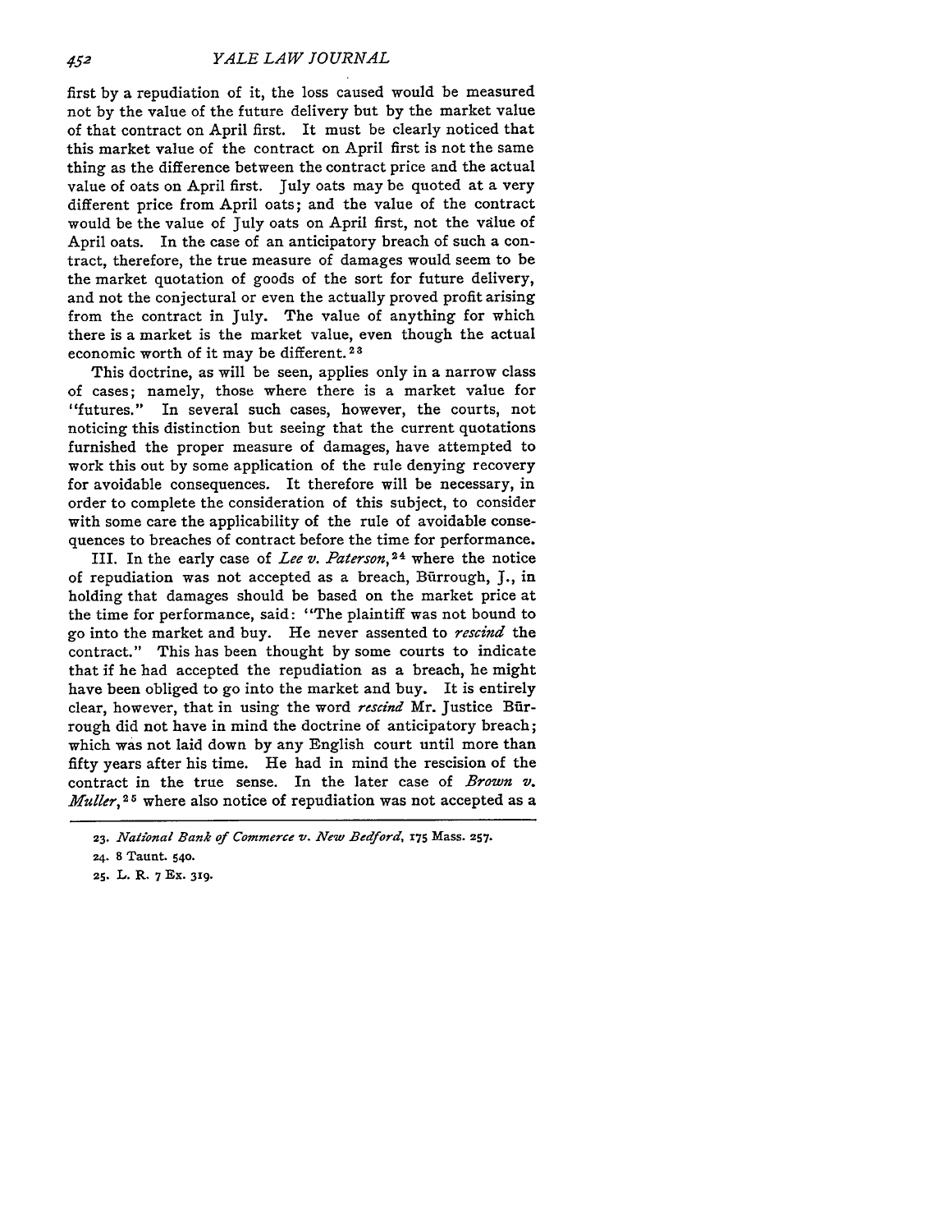first by a repudiation of it, the loss caused would be measured not by the value of the future delivery but by the market value of that contract on April first. It must be clearly noticed that this market value of the contract on April first is not the same thing as the difference between the contract price and the actual value of oats on April first. July oats may be quoted at a very different price from April oats; and the value of the contract would be the value of July oats on April first, not the value of April oats. In the case of an anticipatory breach of such a contract, therefore, the true measure of damages would seem to be the market quotation of goods of the sort for future delivery, and not the conjectural or even the actually proved profit arising from the contract in July. The value of anything for which there is a market is the market value, even though the actual economic worth of it may be different.[23]

This doctrine, as will be seen, applies only in a narrow class of cases; namely, those where there is a market value for "futures." In several such cases, however, the courts, not noticing this distinction but seeing that the current quotations furnished the proper measure of damages, have attempted to work this out by some application of the rule denying recovery for avoidable consequences. It therefore will be necessary, in order to complete the consideration of this subject, to consider with some care the applicability of the rule of avoidable consequences to breaches of contract before the time for performance.

III. In the early case of *Lee v. Paterson*,[24] where the notice of repudiation was not accepted as a breach, Bŭrrough, J., in holding that damages should be based on the market price at the time for performance, said: "The plaintiff was not bound to go into the market and buy. He never assented to *rescind* the contract." This has been thought by some courts to indicate that if he had accepted the repudiation as a breach, he might have been obliged to go into the market and buy. It is entirely clear, however, that in using the word *rescind* Mr. Justice Bŭrrough did not have in mind the doctrine of anticipatory breach; which was not laid down by any English court until more than fifty years after his time. He had in mind the rescision of the contract in the true sense. In the later case of *Brown v. Muller*,[25] where also notice of repudiation was not accepted as a

23. *National Bank of Commerce v. New Bedford*, 175 Mass. 257.

24. 8 Taunt. 540.

25. L. R. 7 Ex. 319.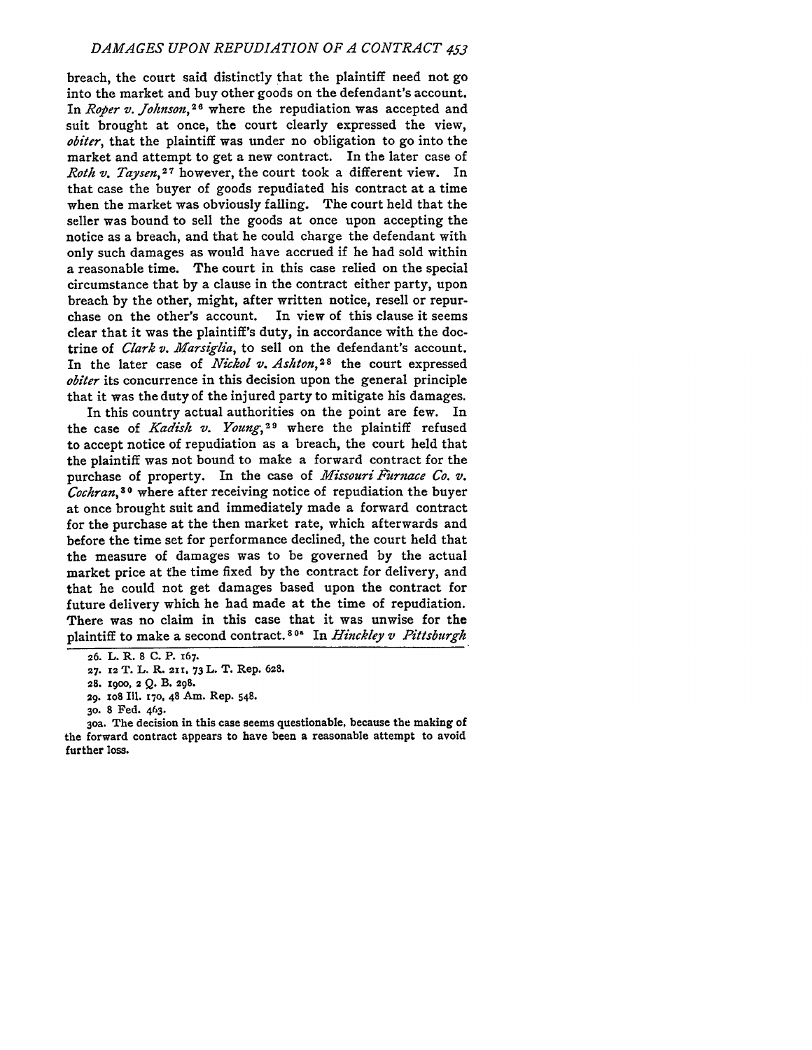breach, the court said distinctly that the plaintiff need not go into the market and buy other goods on the defendant's account. In *Roper v. Johnson*,[26] where the repudiation was accepted and suit brought at once, the court clearly expressed the view, *obiter*, that the plaintiff was under no obligation to go into the market and attempt to get a new contract. In the later case of *Roth v. Taysen*,[27] however, the court took a different view. In that case the buyer of goods repudiated his contract at a time when the market was obviously falling. The court held that the seller was bound to sell the goods at once upon accepting the notice as a breach, and that he could charge the defendant with only such damages as would have accrued if he had sold within a reasonable time. The court in this case relied on the special circumstance that by a clause in the contract either party, upon breach by the other, might, after written notice, resell or repurchase on the other's account. In view of this clause it seems clear that it was the plaintiff's duty, in accordance with the doctrine of *Clark v. Marsiglia*, to sell on the defendant's account. In the later case of *Nickol v. Ashton*,[28] the court expressed *obiter* its concurrence in this decision upon the general principle that it was the duty of the injured party to mitigate his damages.

In this country actual authorities on the point are few. In the case of *Kadish v. Young*,[29] where the plaintiff refused to accept notice of repudiation as a breach, the court held that the plaintiff was not bound to make a forward contract for the purchase of property. In the case of *Missouri Furnace Co. v. Cochran*,[30] where after receiving notice of repudiation the buyer at once brought suit and immediately made a forward contract for the purchase at the then market rate, which afterwards and before the time set for performance declined, the court held that the measure of damages was to be governed by the actual market price at the time fixed by the contract for delivery, and that he could not get damages based upon the contract for future delivery which he had made at the time of repudiation. There was no claim in this case that it was unwise for the plaintiff to make a second contract.[30a] In *Hinckley v Pittsburgh*

26. L. R. 8 C. P. 167.

27. 12 T. L. R. 211, 73 L. T. Rep. 628.

28. 1900, 2 Q. B. 298.

29. 108 Ill. 170, 48 Am. Rep. 548.

30. 8 Fed. 463.

30a. The decision in this case seems questionable, because the making of the forward contract appears to have been a reasonable attempt to avoid further loss.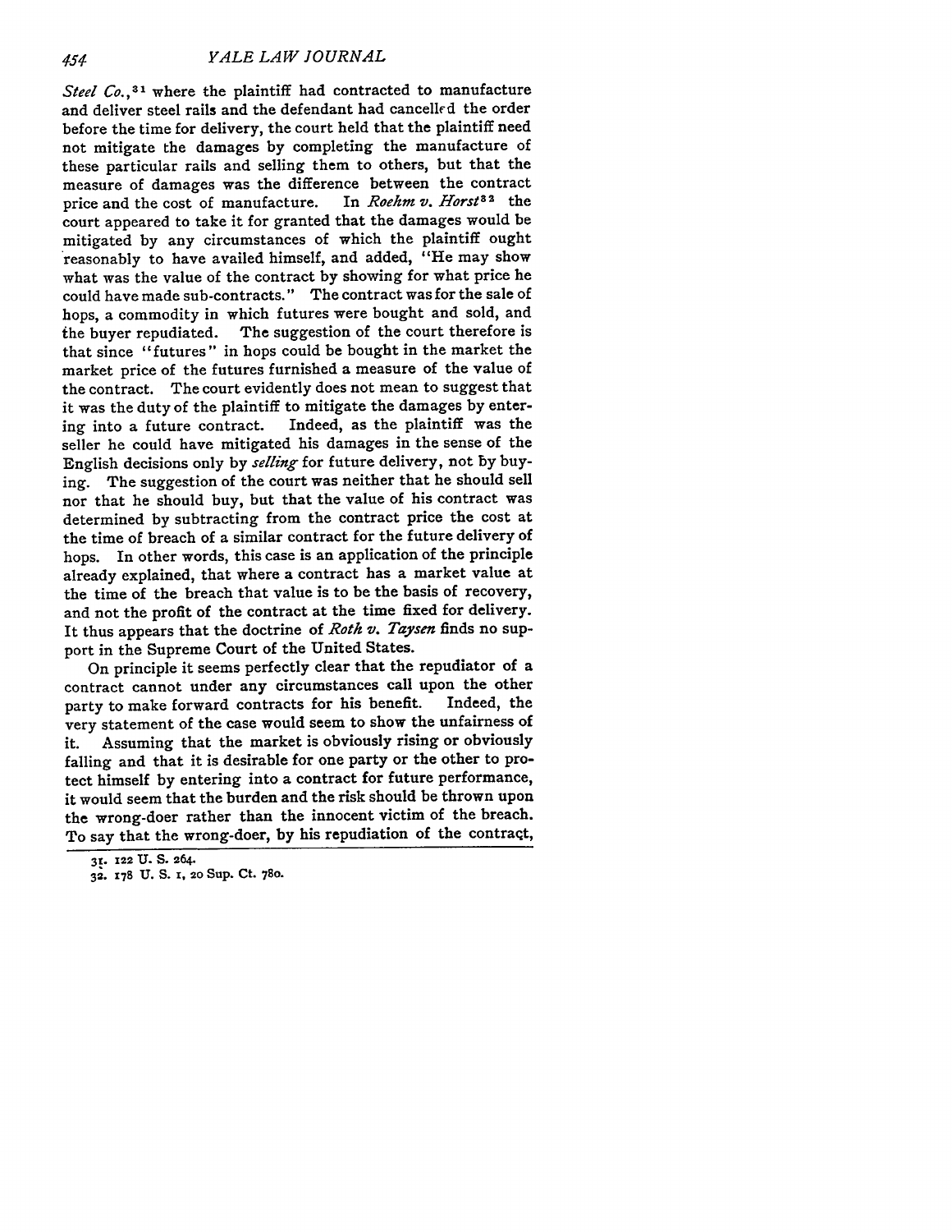*Steel Co.*,[31] where the plaintiff had contracted to manufacture and deliver steel rails and the defendant had cancelled the order before the time for delivery, the court held that the plaintiff need not mitigate the damages by completing the manufacture of these particular rails and selling them to others, but that the measure of damages was the difference between the contract price and the cost of manufacture. In *Roehm v. Horst*[32] the court appeared to take it for granted that the damages would be mitigated by any circumstances of which the plaintiff ought reasonably to have availed himself, and added, "He may show what was the value of the contract by showing for what price he could have made sub-contracts." The contract was for the sale of hops, a commodity in which futures were bought and sold, and the buyer repudiated. The suggestion of the court therefore is that since "futures" in hops could be bought in the market the market price of the futures furnished a measure of the value of the contract. The court evidently does not mean to suggest that it was the duty of the plaintiff to mitigate the damages by entering into a future contract. Indeed, as the plaintiff was the seller he could have mitigated his damages in the sense of the English decisions only by *selling* for future delivery, not by buying. The suggestion of the court was neither that he should sell nor that he should buy, but that the value of his contract was determined by subtracting from the contract price the cost at the time of breach of a similar contract for the future delivery of hops. In other words, this case is an application of the principle already explained, that where a contract has a market value at the time of the breach that value is to be the basis of recovery, and not the profit of the contract at the time fixed for delivery. It thus appears that the doctrine of *Roth v. Taysen* finds no support in the Supreme Court of the United States.

On principle it seems perfectly clear that the repudiator of a contract cannot under any circumstances call upon the other party to make forward contracts for his benefit. Indeed, the very statement of the case would seem to show the unfairness of it. Assuming that the market is obviously rising or obviously falling and that it is desirable for one party or the other to protect himself by entering into a contract for future performance, it would seem that the burden and the risk should be thrown upon the wrong-doer rather than the innocent victim of the breach. To say that the wrong-doer, by his repudiation of the contract,

31. 122 U. S. 264.

32. 178 U. S. 1, 20 Sup. Ct. 780.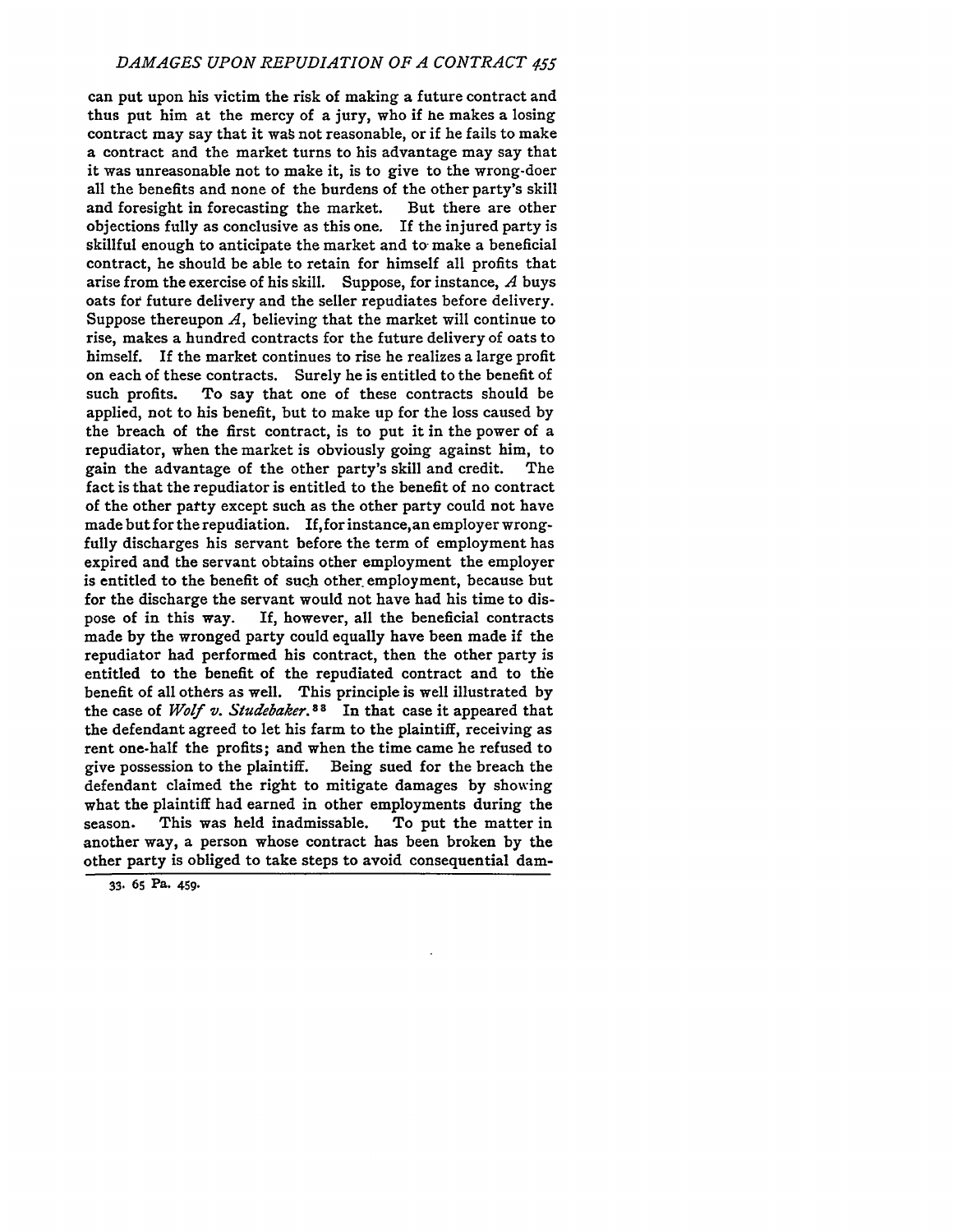can put upon his victim the risk of making a future contract and thus put him at the mercy of a jury, who if he makes a losing contract may say that it was not reasonable, or if he fails to make a contract and the market turns to his advantage may say that it was unreasonable not to make it, is to give to the wrong-doer all the benefits and none of the burdens of the other party's skill and foresight in forecasting the market. But there are other objections fully as conclusive as this one. If the injured party is skillful enough to anticipate the market and to make a beneficial contract, he should be able to retain for himself all profits that arise from the exercise of his skill. Suppose, for instance, *A* buys oats for future delivery and the seller repudiates before delivery. Suppose thereupon *A*, believing that the market will continue to rise, makes a hundred contracts for the future delivery of oats to himself. If the market continues to rise he realizes a large profit on each of these contracts. Surely he is entitled to the benefit of such profits. To say that one of these contracts should be applied, not to his benefit, but to make up for the loss caused by the breach of the first contract, is to put it in the power of a repudiator, when the market is obviously going against him, to gain the advantage of the other party's skill and credit. The fact is that the repudiator is entitled to the benefit of no contract of the other party except such as the other party could not have made but for the repudiation. If, for instance, an employer wrongfully discharges his servant before the term of employment has expired and the servant obtains other employment the employer is entitled to the benefit of such other employment, because but for the discharge the servant would not have had his time to dispose of in this way. If, however, all the beneficial contracts made by the wronged party could equally have been made if the repudiator had performed his contract, then the other party is entitled to the benefit of the repudiated contract and to the benefit of all others as well. This principle is well illustrated by the case of *Wolf v. Studebaker.*[33] In that case it appeared that the defendant agreed to let his farm to the plaintiff, receiving as rent one-half the profits; and when the time came he refused to give possession to the plaintiff. Being sued for the breach the defendant claimed the right to mitigate damages by showing what the plaintiff had earned in other employments during the season. This was held inadmissable. To put the matter in another way, a person whose contract has been broken by the other party is obliged to take steps to avoid consequential dam-

---

33. 65 Pa. 459.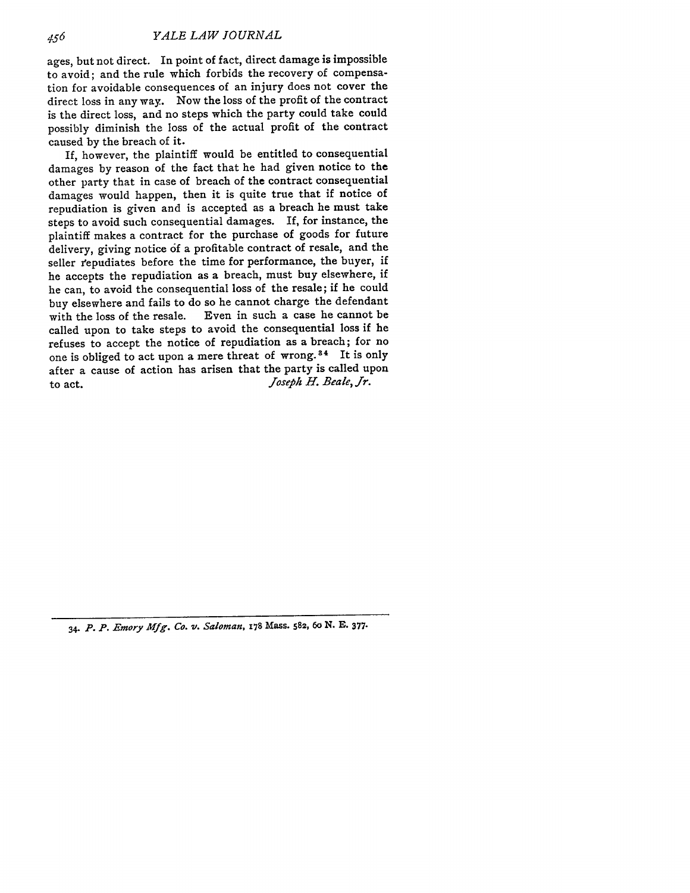ages, but not direct. In point of fact, direct damage is impossible to avoid; and the rule which forbids the recovery of compensation for avoidable consequences of an injury does not cover the direct loss in any way. Now the loss of the profit of the contract is the direct loss, and no steps which the party could take could possibly diminish the loss of the actual profit of the contract caused by the breach of it.

If, however, the plaintiff would be entitled to consequential damages by reason of the fact that he had given notice to the other party that in case of breach of the contract consequential damages would happen, then it is quite true that if notice of repudiation is given and is accepted as a breach he must take steps to avoid such consequential damages. If, for instance, the plaintiff makes a contract for the purchase of goods for future delivery, giving notice of a profitable contract of resale, and the seller repudiates before the time for performance, the buyer, if he accepts the repudiation as a breach, must buy elsewhere, if he can, to avoid the consequential loss of the resale; if he could buy elsewhere and fails to do so he cannot charge the defendant with the loss of the resale. Even in such a case he cannot be called upon to take steps to avoid the consequential loss if he refuses to accept the notice of repudiation as a breach; for no one is obliged to act upon a mere threat of wrong.[34] It is only after a cause of action has arisen that the party is called upon to act.

*Joseph H. Beale, Jr.*

---

34. *P. P. Emory Mfg. Co. v. Saloman*, 178 Mass. 582, 60 N. E. 377.